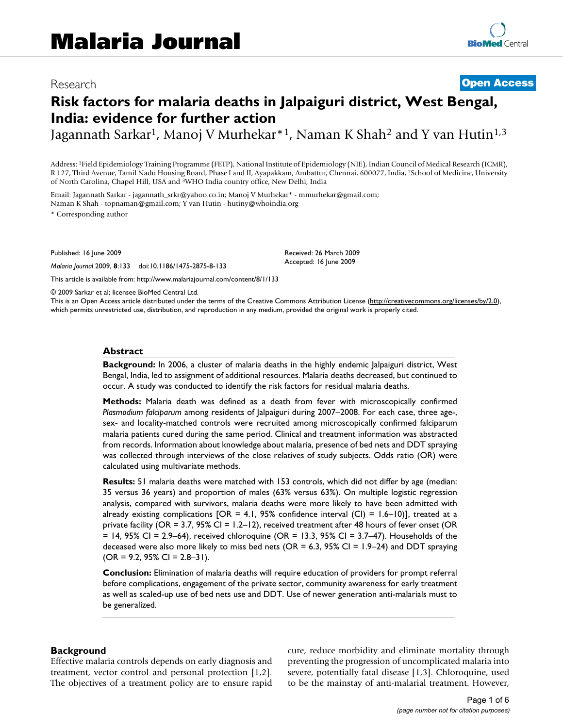# Malaria Journal

Research

**Open Access**

# Risk factors for malaria deaths in Jalpaiguri district, West Bengal, India: evidence for further action

Jagannath Sarkar[1], Manoj V Murhekar*[1], Naman K Shah[2] and Y van Hutin[1,3]

Address: [1]Field Epidemiology Training Programme (FETP), National Institute of Epidemiology (NIE), Indian Council of Medical Research (ICMR), R 127, Third Avenue, Tamil Nadu Housing Board, Phase I and II, Ayapakkam, Ambattur, Chennai, 600077, India, [2]School of Medicine, University of North Carolina, Chapel Hill, USA and [3]WHO India country office, New Delhi, India

Email: Jagannath Sarkar - jagannath_srkr@yahoo.co.in; Manoj V Murhekar* - mmurhekar@gmail.com; Naman K Shah - topnaman@gmail.com; Y van Hutin - hutiny@whoindia.org

\* Corresponding author

Published: 16 June 2009

*Malaria Journal* 2009, **8**:133 doi:10.1186/1475-2875-8-133

Received: 26 March 2009
Accepted: 16 June 2009

This article is available from: http://www.malariajournal.com/content/8/1/133

© 2009 Sarkar et al; licensee BioMed Central Ltd.
This is an Open Access article distributed under the terms of the Creative Commons Attribution License (http://creativecommons.org/licenses/by/2.0), which permits unrestricted use, distribution, and reproduction in any medium, provided the original work is properly cited.

## Abstract

**Background:** In 2006, a cluster of malaria deaths in the highly endemic Jalpaiguri district, West Bengal, India, led to assignment of additional resources. Malaria deaths decreased, but continued to occur. A study was conducted to identify the risk factors for residual malaria deaths.

**Methods:** Malaria death was defined as a death from fever with microscopically confirmed *Plasmodium falciparum* among residents of Jalpaiguri during 2007–2008. For each case, three age-, sex- and locality-matched controls were recruited among microscopically confirmed falciparum malaria patients cured during the same period. Clinical and treatment information was abstracted from records. Information about knowledge about malaria, presence of bed nets and DDT spraying was collected through interviews of the close relatives of study subjects. Odds ratio (OR) were calculated using multivariate methods.

**Results:** 51 malaria deaths were matched with 153 controls, which did not differ by age (median: 35 versus 36 years) and proportion of males (63% versus 63%). On multiple logistic regression analysis, compared with survivors, malaria deaths were more likely to have been admitted with already existing complications [OR = 4.1, 95% confidence interval (CI) = 1.6–10)], treated at a private facility (OR = 3.7, 95% CI = 1.2–12), received treatment after 48 hours of fever onset (OR = 14, 95% CI = 2.9–64), received chloroquine (OR = 13.3, 95% CI = 3.7–47). Households of the deceased were also more likely to miss bed nets (OR = 6.3, 95% CI = 1.9–24) and DDT spraying (OR = 9.2, 95% CI = 2.8–31).

**Conclusion:** Elimination of malaria deaths will require education of providers for prompt referral before complications, engagement of the private sector, community awareness for early treatment as well as scaled-up use of bed nets use and DDT. Use of newer generation anti-malarials must to be generalized.

## Background

Effective malaria controls depends on early diagnosis and treatment, vector control and personal protection [1,2]. The objectives of a treatment policy are to ensure rapid cure, reduce morbidity and eliminate mortality through preventing the progression of uncomplicated malaria into severe, potentially fatal disease [1,3]. Chloroquine, used to be the mainstay of anti-malarial treatment. However,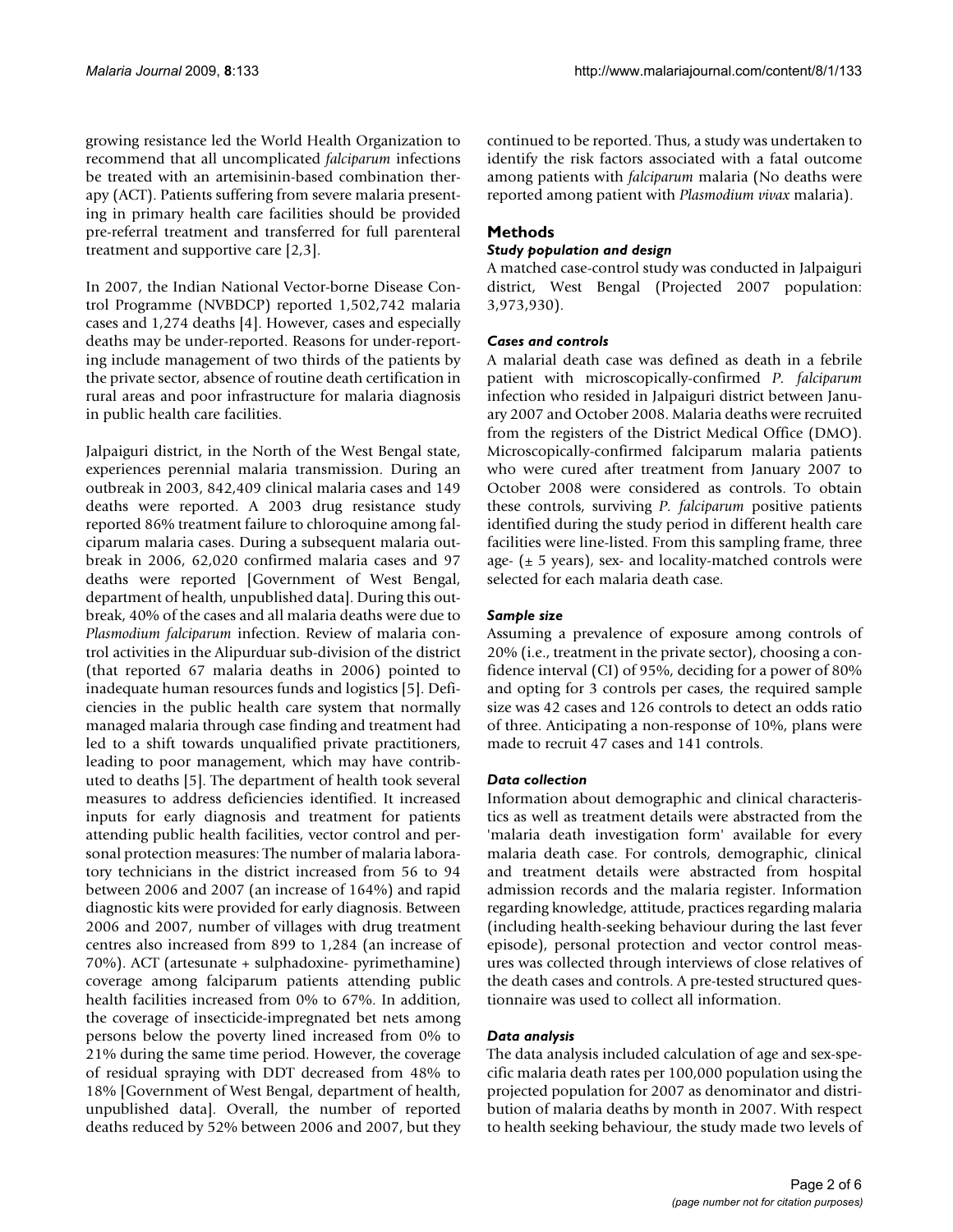growing resistance led the World Health Organization to recommend that all uncomplicated *falciparum* infections be treated with an artemisinin-based combination therapy (ACT). Patients suffering from severe malaria presenting in primary health care facilities should be provided pre-referral treatment and transferred for full parenteral treatment and supportive care [2,3].

In 2007, the Indian National Vector-borne Disease Control Programme (NVBDCP) reported 1,502,742 malaria cases and 1,274 deaths [4]. However, cases and especially deaths may be under-reported. Reasons for under-reporting include management of two thirds of the patients by the private sector, absence of routine death certification in rural areas and poor infrastructure for malaria diagnosis in public health care facilities.

Jalpaiguri district, in the North of the West Bengal state, experiences perennial malaria transmission. During an outbreak in 2003, 842,409 clinical malaria cases and 149 deaths were reported. A 2003 drug resistance study reported 86% treatment failure to chloroquine among falciparum malaria cases. During a subsequent malaria outbreak in 2006, 62,020 confirmed malaria cases and 97 deaths were reported [Government of West Bengal, department of health, unpublished data]. During this outbreak, 40% of the cases and all malaria deaths were due to *Plasmodium falciparum* infection. Review of malaria control activities in the Alipurduar sub-division of the district (that reported 67 malaria deaths in 2006) pointed to inadequate human resources funds and logistics [5]. Deficiencies in the public health care system that normally managed malaria through case finding and treatment had led to a shift towards unqualified private practitioners, leading to poor management, which may have contributed to deaths [5]. The department of health took several measures to address deficiencies identified. It increased inputs for early diagnosis and treatment for patients attending public health facilities, vector control and personal protection measures: The number of malaria laboratory technicians in the district increased from 56 to 94 between 2006 and 2007 (an increase of 164%) and rapid diagnostic kits were provided for early diagnosis. Between 2006 and 2007, number of villages with drug treatment centres also increased from 899 to 1,284 (an increase of 70%). ACT (artesunate + sulphadoxine- pyrimethamine) coverage among falciparum patients attending public health facilities increased from 0% to 67%. In addition, the coverage of insecticide-impregnated bet nets among persons below the poverty lined increased from 0% to 21% during the same time period. However, the coverage of residual spraying with DDT decreased from 48% to 18% [Government of West Bengal, department of health, unpublished data]. Overall, the number of reported deaths reduced by 52% between 2006 and 2007, but they continued to be reported. Thus, a study was undertaken to identify the risk factors associated with a fatal outcome among patients with *falciparum* malaria (No deaths were reported among patient with *Plasmodium vivax* malaria).

## Methods

### Study population and design

A matched case-control study was conducted in Jalpaiguri district, West Bengal (Projected 2007 population: 3,973,930).

### Cases and controls

A malarial death case was defined as death in a febrile patient with microscopically-confirmed *P. falciparum* infection who resided in Jalpaiguri district between January 2007 and October 2008. Malaria deaths were recruited from the registers of the District Medical Office (DMO). Microscopically-confirmed falciparum malaria patients who were cured after treatment from January 2007 to October 2008 were considered as controls. To obtain these controls, surviving *P. falciparum* positive patients identified during the study period in different health care facilities were line-listed. From this sampling frame, three age- (± 5 years), sex- and locality-matched controls were selected for each malaria death case.

### Sample size

Assuming a prevalence of exposure among controls of 20% (i.e., treatment in the private sector), choosing a confidence interval (CI) of 95%, deciding for a power of 80% and opting for 3 controls per cases, the required sample size was 42 cases and 126 controls to detect an odds ratio of three. Anticipating a non-response of 10%, plans were made to recruit 47 cases and 141 controls.

### Data collection

Information about demographic and clinical characteristics as well as treatment details were abstracted from the 'malaria death investigation form' available for every malaria death case. For controls, demographic, clinical and treatment details were abstracted from hospital admission records and the malaria register. Information regarding knowledge, attitude, practices regarding malaria (including health-seeking behaviour during the last fever episode), personal protection and vector control measures was collected through interviews of close relatives of the death cases and controls. A pre-tested structured questionnaire was used to collect all information.

### Data analysis

The data analysis included calculation of age and sex-specific malaria death rates per 100,000 population using the projected population for 2007 as denominator and distribution of malaria deaths by month in 2007. With respect to health seeking behaviour, the study made two levels of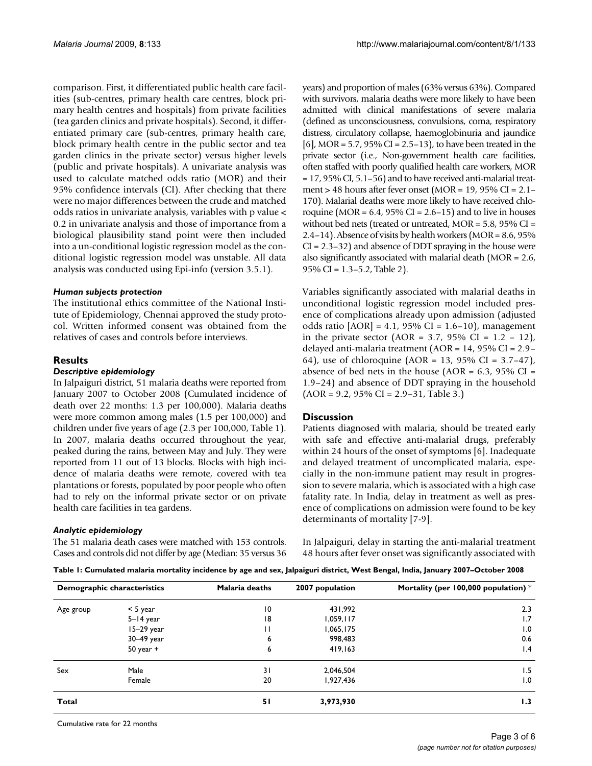comparison. First, it differentiated public health care facilities (sub-centres, primary health care centres, block primary health centres and hospitals) from private facilities (tea garden clinics and private hospitals). Second, it differentiated primary care (sub-centres, primary health care, block primary health centre in the public sector and tea garden clinics in the private sector) versus higher levels (public and private hospitals). A univariate analysis was used to calculate matched odds ratio (MOR) and their 95% confidence intervals (CI). After checking that there were no major differences between the crude and matched odds ratios in univariate analysis, variables with p value < 0.2 in univariate analysis and those of importance from a biological plausibility stand point were then included into a un-conditional logistic regression model as the conditional logistic regression model was unstable. All data analysis was conducted using Epi-info (version 3.5.1).

### *Human subjects protection*

The institutional ethics committee of the National Institute of Epidemiology, Chennai approved the study protocol. Written informed consent was obtained from the relatives of cases and controls before interviews.

## Results

### *Descriptive epidemiology*

In Jalpaiguri district, 51 malaria deaths were reported from January 2007 to October 2008 (Cumulated incidence of death over 22 months: 1.3 per 100,000). Malaria deaths were more common among males (1.5 per 100,000) and children under five years of age (2.3 per 100,000, Table 1). In 2007, malaria deaths occurred throughout the year, peaked during the rains, between May and July. They were reported from 11 out of 13 blocks. Blocks with high incidence of malaria deaths were remote, covered with tea plantations or forests, populated by poor people who often had to rely on the informal private sector or on private health care facilities in tea gardens.

### *Analytic epidemiology*

The 51 malaria death cases were matched with 153 controls. Cases and controls did not differ by age (Median: 35 versus 36 years) and proportion of males (63% versus 63%). Compared with survivors, malaria deaths were more likely to have been admitted with clinical manifestations of severe malaria (defined as unconsciousness, convulsions, coma, respiratory distress, circulatory collapse, haemoglobinuria and jaundice [6], MOR = 5.7, 95% CI = 2.5–13), to have been treated in the private sector (i.e., Non-government health care facilities, often staffed with poorly qualified health care workers, MOR = 17, 95% CI, 5.1–56) and to have received anti-malarial treatment > 48 hours after fever onset (MOR = 19, 95% CI = 2.1–170). Malarial deaths were more likely to have received chloroquine (MOR = 6.4, 95% CI = 2.6–15) and to live in houses without bed nets (treated or untreated, MOR = 5.8, 95% CI = 2.4–14). Absence of visits by health workers (MOR = 8.6, 95% CI = 2.3–32) and absence of DDT spraying in the house were also significantly associated with malarial death (MOR = 2.6, 95% CI = 1.3–5.2, Table 2).

Variables significantly associated with malarial deaths in unconditional logistic regression model included presence of complications already upon admission (adjusted odds ratio [AOR] = 4.1, 95% CI = 1.6–10), management in the private sector (AOR = 3.7, 95% CI = 1.2 – 12), delayed anti-malaria treatment (AOR = 14, 95% CI = 2.9–64), use of chloroquine (AOR = 13, 95% CI = 3.7–47), absence of bed nets in the house (AOR = 6.3, 95% CI = 1.9–24) and absence of DDT spraying in the household (AOR = 9.2, 95% CI = 2.9–31, Table 3.)

## Discussion

Patients diagnosed with malaria, should be treated early with safe and effective anti-malarial drugs, preferably within 24 hours of the onset of symptoms [6]. Inadequate and delayed treatment of uncomplicated malaria, especially in the non-immune patient may result in progression to severe malaria, which is associated with a high case fatality rate. In India, delay in treatment as well as presence of complications on admission were found to be key determinants of mortality [7-9].

In Jalpaiguri, delay in starting the anti-malarial treatment 48 hours after fever onset was significantly associated with

**Table 1: Cumulated malaria mortality incidence by age and sex, Jalpaiguri district, West Bengal, India, January 2007–October 2008**

| Demographic characteristics | | Malaria deaths | 2007 population | Mortality (per 100,000 population) * |
|---|---|---|---|---|
| Age group | < 5 year | 10 | 431,992 | 2.3 |
| | 5–14 year | 18 | 1,059,117 | 1.7 |
| | 15–29 year | 11 | 1,065,175 | 1.0 |
| | 30–49 year | 6 | 998,483 | 0.6 |
| | 50 year + | 6 | 419,163 | 1.4 |
| Sex | Male | 31 | 2,046,504 | 1.5 |
| | Female | 20 | 1,927,436 | 1.0 |
| **Total** | | **51** | **3,973,930** | **1.3** |

Cumulative rate for 22 months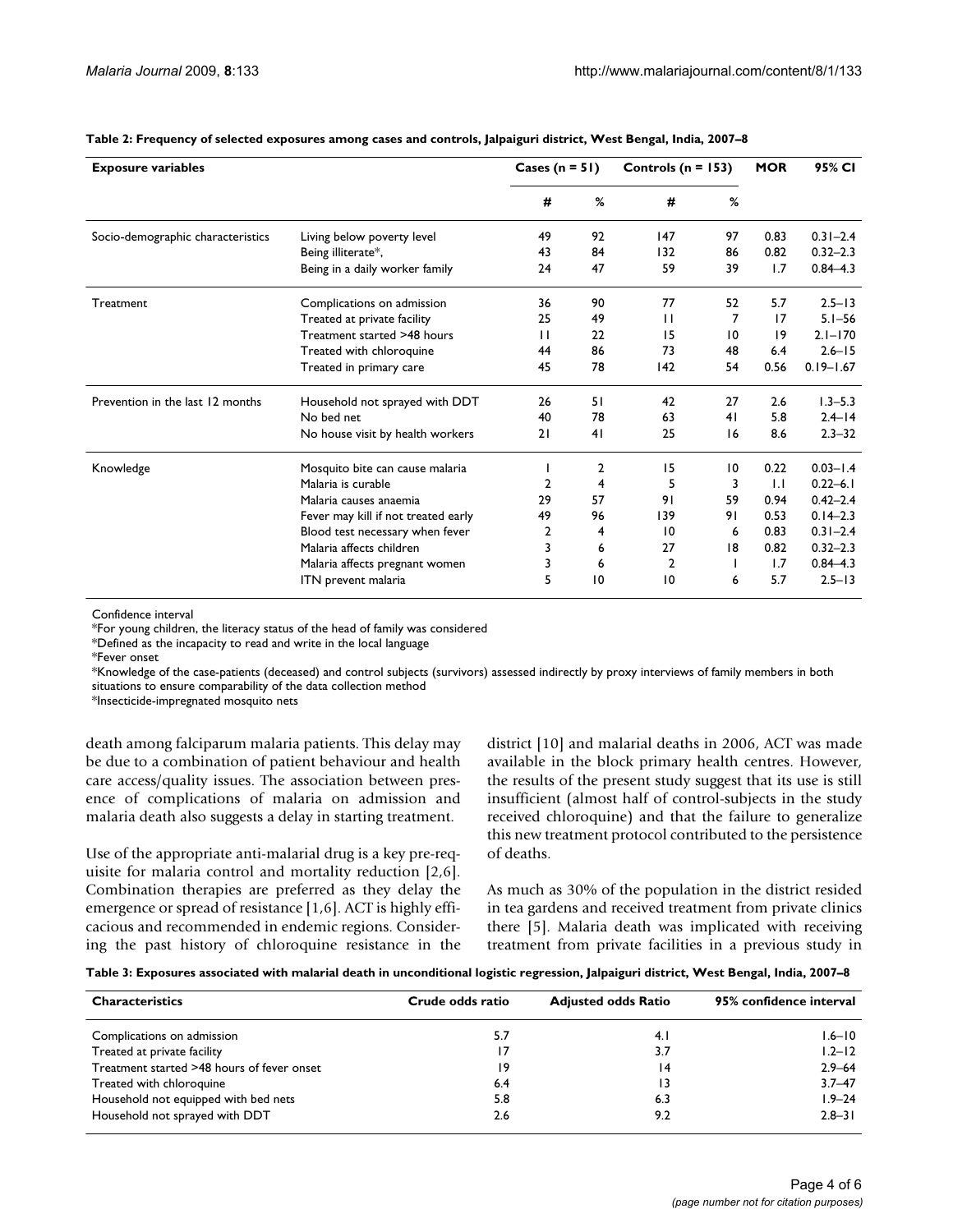**Table 2: Frequency of selected exposures among cases and controls, Jalpaiguri district, West Bengal, India, 2007–8**

| Exposure variables | | Cases (n = 51) | | Controls (n = 153) | | MOR | 95% CI |
|---|---|---|---|---|---|---|---|
| | | # | % | # | % | | |
| Socio-demographic characteristics | Living below poverty level | 49 | 92 | 147 | 97 | 0.83 | 0.31–2.4 |
| | Being illiterate*, | 43 | 84 | 132 | 86 | 0.82 | 0.32–2.3 |
| | Being in a daily worker family | 24 | 47 | 59 | 39 | 1.7 | 0.84–4.3 |
| Treatment | Complications on admission | 36 | 90 | 77 | 52 | 5.7 | 2.5–13 |
| | Treated at private facility | 25 | 49 | 11 | 7 | 17 | 5.1–56 |
| | Treatment started >48 hours | 11 | 22 | 15 | 10 | 19 | 2.1–170 |
| | Treated with chloroquine | 44 | 86 | 73 | 48 | 6.4 | 2.6–15 |
| | Treated in primary care | 45 | 78 | 142 | 54 | 0.56 | 0.19–1.67 |
| Prevention in the last 12 months | Household not sprayed with DDT | 26 | 51 | 42 | 27 | 2.6 | 1.3–5.3 |
| | No bed net | 40 | 78 | 63 | 41 | 5.8 | 2.4–14 |
| | No house visit by health workers | 21 | 41 | 25 | 16 | 8.6 | 2.3–32 |
| Knowledge | Mosquito bite can cause malaria | 1 | 2 | 15 | 10 | 0.22 | 0.03–1.4 |
| | Malaria is curable | 2 | 4 | 5 | 3 | 1.1 | 0.22–6.1 |
| | Malaria causes anaemia | 29 | 57 | 91 | 59 | 0.94 | 0.42–2.4 |
| | Fever may kill if not treated early | 49 | 96 | 139 | 91 | 0.53 | 0.14–2.3 |
| | Blood test necessary when fever | 2 | 4 | 10 | 6 | 0.83 | 0.31–2.4 |
| | Malaria affects children | 3 | 6 | 27 | 18 | 0.82 | 0.32–2.3 |
| | Malaria affects pregnant women | 3 | 6 | 2 | 1 | 1.7 | 0.84–4.3 |
| | ITN prevent malaria | 5 | 10 | 10 | 6 | 5.7 | 2.5–13 |

Confidence interval
*For young children, the literacy status of the head of family was considered
*Defined as the incapacity to read and write in the local language
*Fever onset
*Knowledge of the case-patients (deceased) and control subjects (survivors) assessed indirectly by proxy interviews of family members in both situations to ensure comparability of the data collection method
*Insecticide-impregnated mosquito nets

death among falciparum malaria patients. This delay may be due to a combination of patient behaviour and health care access/quality issues. The association between presence of complications of malaria on admission and malaria death also suggests a delay in starting treatment.

Use of the appropriate anti-malarial drug is a key pre-requisite for malaria control and mortality reduction [2,6]. Combination therapies are preferred as they delay the emergence or spread of resistance [1,6]. ACT is highly efficacious and recommended in endemic regions. Considering the past history of chloroquine resistance in the district [10] and malarial deaths in 2006, ACT was made available in the block primary health centres. However, the results of the present study suggest that its use is still insufficient (almost half of control-subjects in the study received chloroquine) and that the failure to generalize this new treatment protocol contributed to the persistence of deaths.

As much as 30% of the population in the district resided in tea gardens and received treatment from private clinics there [5]. Malaria death was implicated with receiving treatment from private facilities in a previous study in

**Table 3: Exposures associated with malarial death in unconditional logistic regression, Jalpaiguri district, West Bengal, India, 2007–8**

| Characteristics | Crude odds ratio | Adjusted odds Ratio | 95% confidence interval |
|---|---|---|---|
| Complications on admission | 5.7 | 4.1 | 1.6–10 |
| Treated at private facility | 17 | 3.7 | 1.2–12 |
| Treatment started >48 hours of fever onset | 19 | 14 | 2.9–64 |
| Treated with chloroquine | 6.4 | 13 | 3.7–47 |
| Household not equipped with bed nets | 5.8 | 6.3 | 1.9–24 |
| Household not sprayed with DDT | 2.6 | 9.2 | 2.8–31 |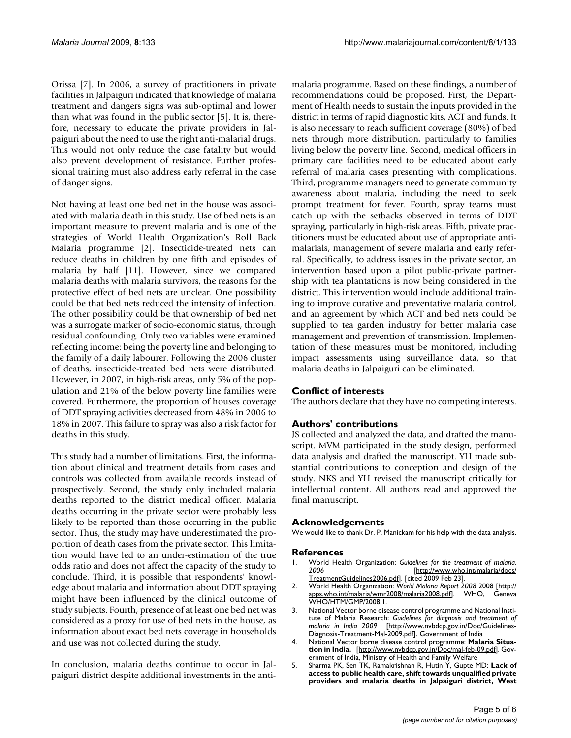Orissa [7]. In 2006, a survey of practitioners in private facilities in Jalpaiguri indicated that knowledge of malaria treatment and dangers signs was sub-optimal and lower than what was found in the public sector [5]. It is, therefore, necessary to educate the private providers in Jalpaiguri about the need to use the right anti-malarial drugs. This would not only reduce the case fatality but would also prevent development of resistance. Further professional training must also address early referral in the case of danger signs.

Not having at least one bed net in the house was associated with malaria death in this study. Use of bed nets is an important measure to prevent malaria and is one of the strategies of World Health Organization's Roll Back Malaria programme [2]. Insecticide-treated nets can reduce deaths in children by one fifth and episodes of malaria by half [11]. However, since we compared malaria deaths with malaria survivors, the reasons for the protective effect of bed nets are unclear. One possibility could be that bed nets reduced the intensity of infection. The other possibility could be that ownership of bed net was a surrogate marker of socio-economic status, through residual confounding. Only two variables were examined reflecting income: being the poverty line and belonging to the family of a daily labourer. Following the 2006 cluster of deaths, insecticide-treated bed nets were distributed. However, in 2007, in high-risk areas, only 5% of the population and 21% of the below poverty line families were covered. Furthermore, the proportion of houses coverage of DDT spraying activities decreased from 48% in 2006 to 18% in 2007. This failure to spray was also a risk factor for deaths in this study.

This study had a number of limitations. First, the information about clinical and treatment details from cases and controls was collected from available records instead of prospectively. Second, the study only included malaria deaths reported to the district medical officer. Malaria deaths occurring in the private sector were probably less likely to be reported than those occurring in the public sector. Thus, the study may have underestimated the proportion of death cases from the private sector. This limitation would have led to an under-estimation of the true odds ratio and does not affect the capacity of the study to conclude. Third, it is possible that respondents' knowledge about malaria and information about DDT spraying might have been influenced by the clinical outcome of study subjects. Fourth, presence of at least one bed net was considered as a proxy for use of bed nets in the house, as information about exact bed nets coverage in households and use was not collected during the study.

In conclusion, malaria deaths continue to occur in Jalpaiguri district despite additional investments in the anti-malaria programme. Based on these findings, a number of recommendations could be proposed. First, the Department of Health needs to sustain the inputs provided in the district in terms of rapid diagnostic kits, ACT and funds. It is also necessary to reach sufficient coverage (80%) of bed nets through more distribution, particularly to families living below the poverty line. Second, medical officers in primary care facilities need to be educated about early referral of malaria cases presenting with complications. Third, programme managers need to generate community awareness about malaria, including the need to seek prompt treatment for fever. Fourth, spray teams must catch up with the setbacks observed in terms of DDT spraying, particularly in high-risk areas. Fifth, private practitioners must be educated about use of appropriate anti-malarials, management of severe malaria and early referral. Specifically, to address issues in the private sector, an intervention based upon a pilot public-private partnership with tea plantations is now being considered in the district. This intervention would include additional training to improve curative and preventative malaria control, and an agreement by which ACT and bed nets could be supplied to tea garden industry for better malaria case management and prevention of transmission. Implementation of these measures must be monitored, including impact assessments using surveillance data, so that malaria deaths in Jalpaiguri can be eliminated.

## Conflict of interests

The authors declare that they have no competing interests.

## Authors' contributions

JS collected and analyzed the data, and drafted the manuscript. MVM participated in the study design, performed data analysis and drafted the manuscript. YH made substantial contributions to conception and design of the study. NKS and YH revised the manuscript critically for intellectual content. All authors read and approved the final manuscript.

## Acknowledgements

We would like to thank Dr. P. Manickam for his help with the data analysis.

## References

1. World Health Organization: *Guidelines for the treatment of malaria. 2006* [http://www.who.int/malaria/docs/TreatmentGuidelines2006.pdf]. [cited 2009 Feb 23].
2. World Health Organization: *World Malaria Report 2008* 2008 [http://apps.who.int/malaria/wmr2008/malaria2008.pdf]. WHO, Geneva WHO/HTM/GMP/2008.1.
3. National Vector borne disease control programme and National Institute of Malaria Research: *Guidelines for diagnosis and treatment of malaria in India 2009* [http://www.nvbdcp.gov.in/Doc/Guidelines-Diagnosis-Treatment-Mal-2009.pdf]. Government of India
4. National Vector borne disease control programme: **Malaria Situation in India.** [http://www.nvbdcp.gov.in/Doc/mal-feb-09.pdf]. Government of India, Ministry of Health and Family Welfare
5. Sharma PK, Sen TK, Ramakrishnan R, Hutin Y, Gupte MD: **Lack of access to public health care, shift towards unqualified private providers and malaria deaths in Jalpaiguri district, West**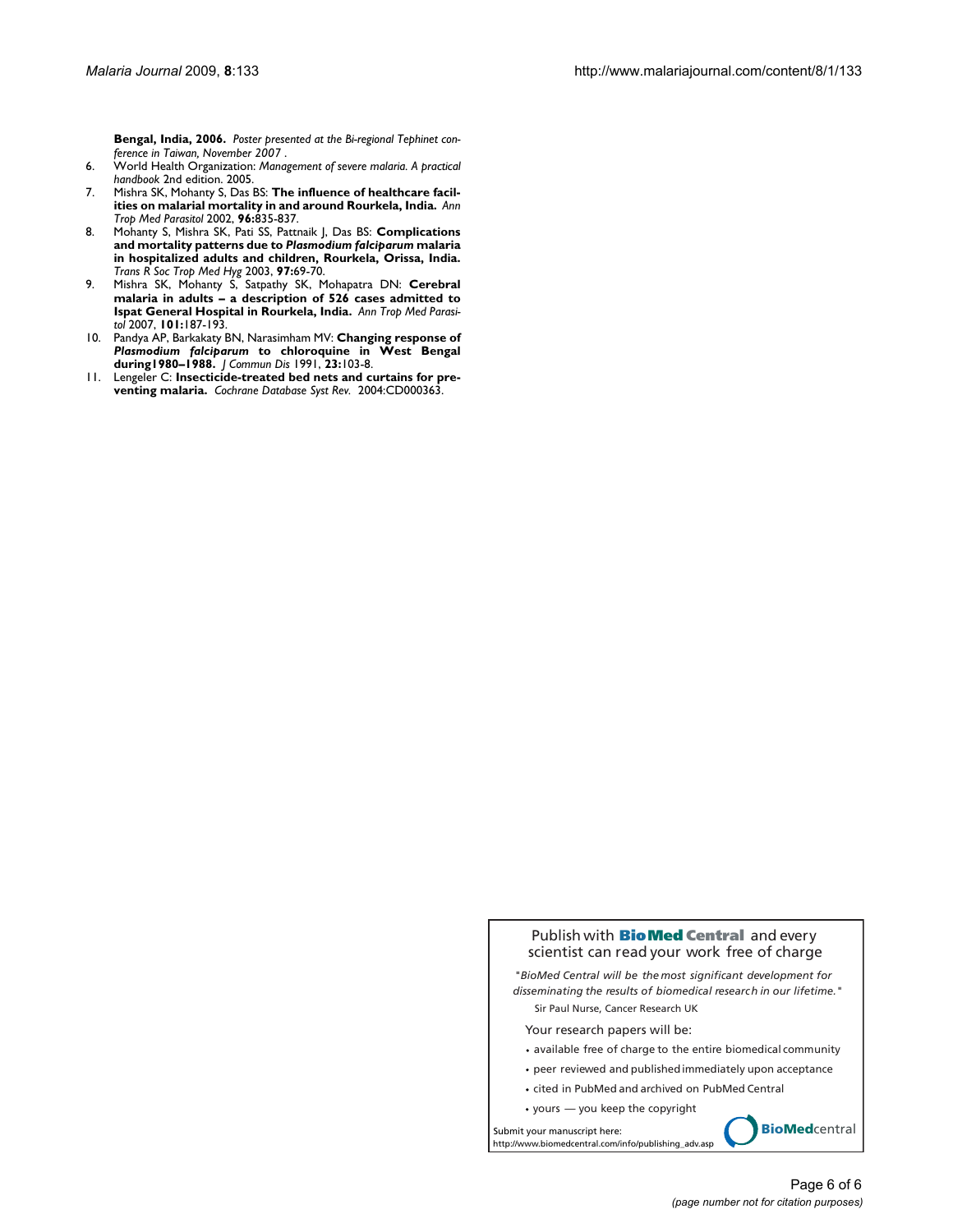**Bengal, India, 2006.** *Poster presented at the Bi-regional Tephinet conference in Taiwan, November 2007* .

6. World Health Organization: *Management of severe malaria. A practical handbook* 2nd edition. 2005.
7. Mishra SK, Mohanty S, Das BS: **The influence of healthcare facilities on malarial mortality in and around Rourkela, India.** *Ann Trop Med Parasitol* 2002, **96:**835-837.
8. Mohanty S, Mishra SK, Pati SS, Pattnaik J, Das BS: **Complications and mortality patterns due to *Plasmodium falciparum* malaria in hospitalized adults and children, Rourkela, Orissa, India.** *Trans R Soc Trop Med Hyg* 2003, **97:**69-70.
9. Mishra SK, Mohanty S, Satpathy SK, Mohapatra DN: **Cerebral malaria in adults – a description of 526 cases admitted to Ispat General Hospital in Rourkela, India.** *Ann Trop Med Parasitol* 2007, **101:**187-193.
10. Pandya AP, Barkakaty BN, Narasimham MV: **Changing response of *Plasmodium falciparum* to chloroquine in West Bengal during1980–1988.** *J Commun Dis* 1991, **23:**103-8.
11. Lengeler C: **Insecticide-treated bed nets and curtains for preventing malaria.** *Cochrane Database Syst Rev.* 2004:CD000363.

Publish with **BioMed Central** and every scientist can read your work free of charge

*"BioMed Central will be the most significant development for disseminating the results of biomedical research in our lifetime."*
Sir Paul Nurse, Cancer Research UK

Your research papers will be:

- available free of charge to the entire biomedical community
- peer reviewed and published immediately upon acceptance
- cited in PubMed and archived on PubMed Central
- yours — you keep the copyright

Submit your manuscript here:
http://www.biomedcentral.com/info/publishing_adv.asp

**BioMed**central